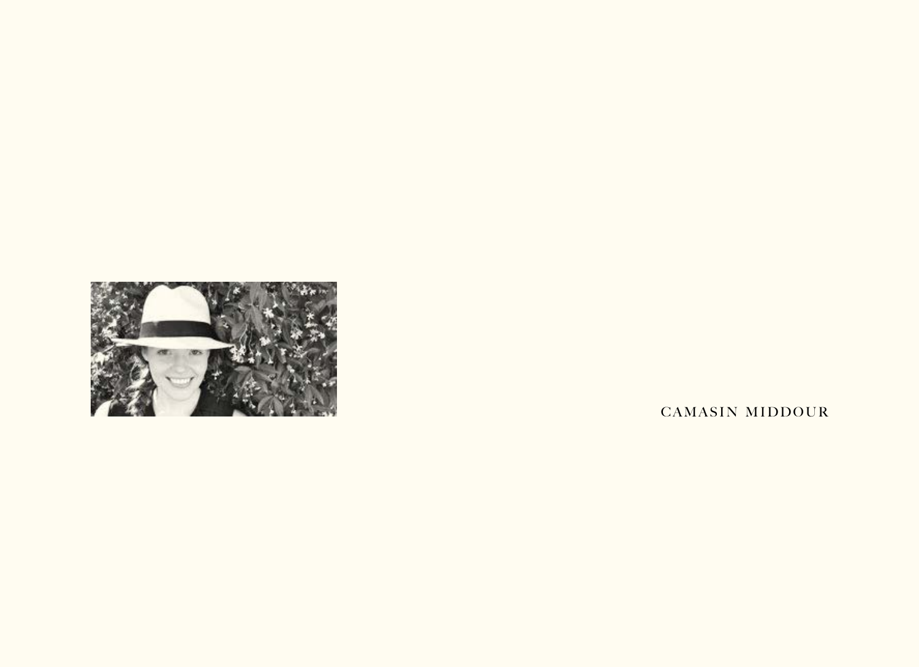CAMASIN MIDDOUR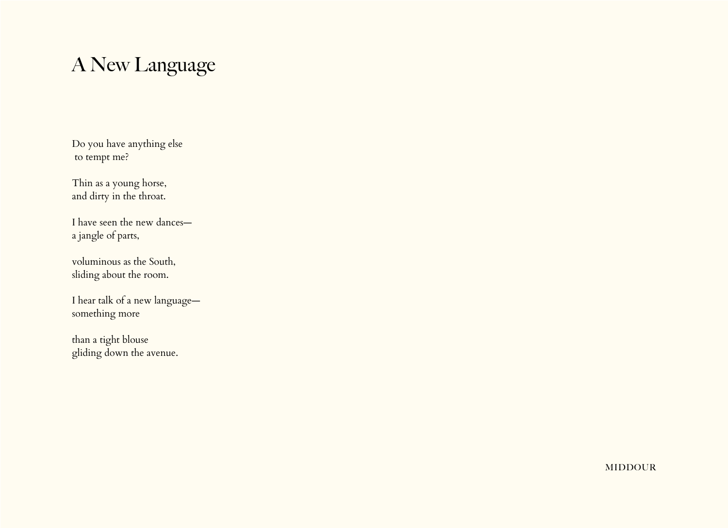# A New Language

Do you have anything else  
to tempt me?

Thin as a young horse,  
and dirty in the throat.

I have seen the new dances—  
a jangle of parts,

voluminous as the South,  
sliding about the room.

I hear talk of a new language—  
something more

than a tight blouse  
gliding down the avenue.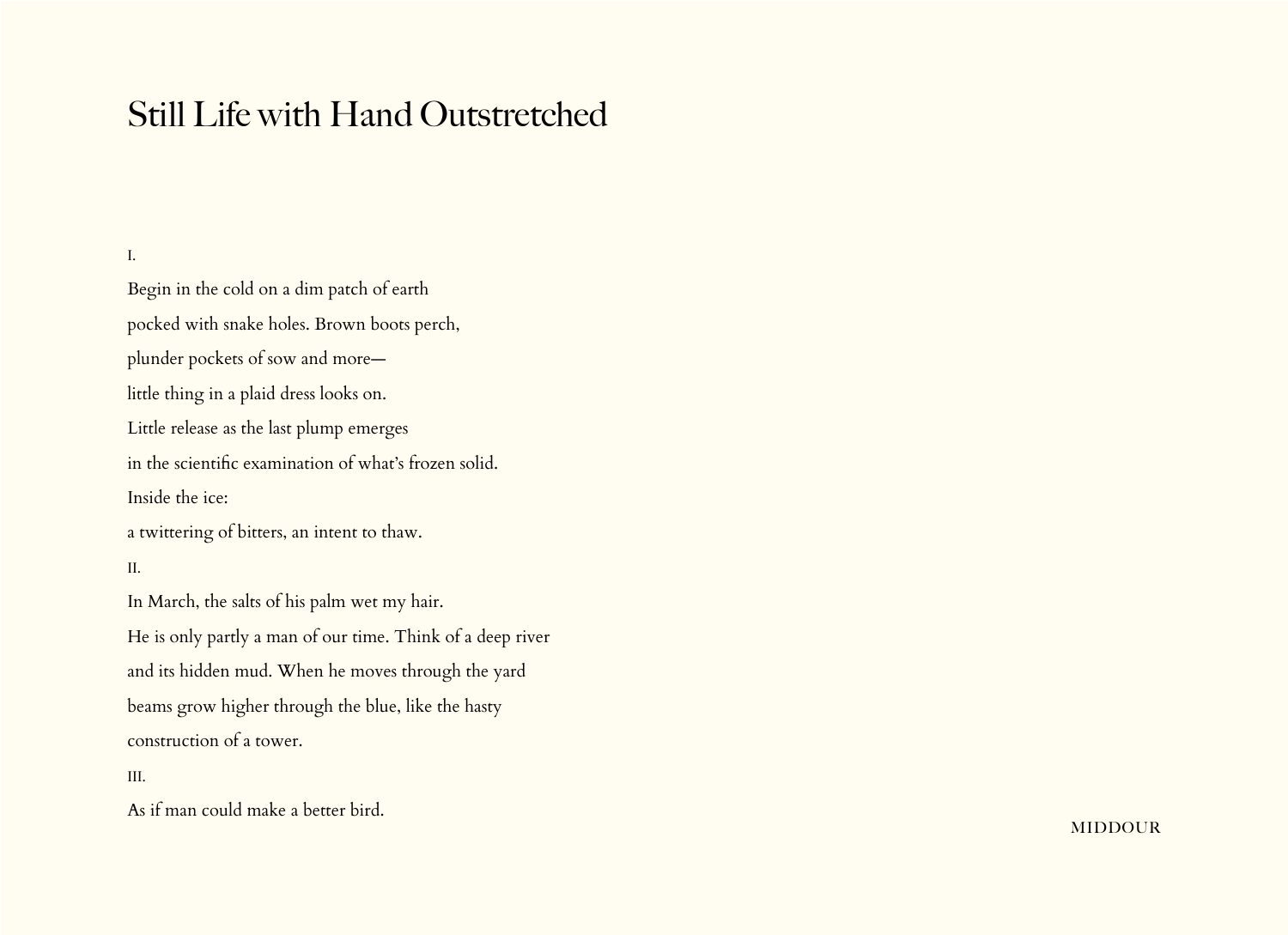# Still Life with Hand Outstretched

I.

Begin in the cold on a dim patch of earth  
pocked with snake holes. Brown boots perch,  
plunder pockets of sow and more—  
little thing in a plaid dress looks on.  
Little release as the last plump emerges  
in the scientific examination of what's frozen solid.  
Inside the ice:  
a twittering of bitters, an intent to thaw.

II.

In March, the salts of his palm wet my hair.  
He is only partly a man of our time. Think of a deep river  
and its hidden mud. When he moves through the yard  
beams grow higher through the blue, like the hasty  
construction of a tower.

III.

As if man could make a better bird.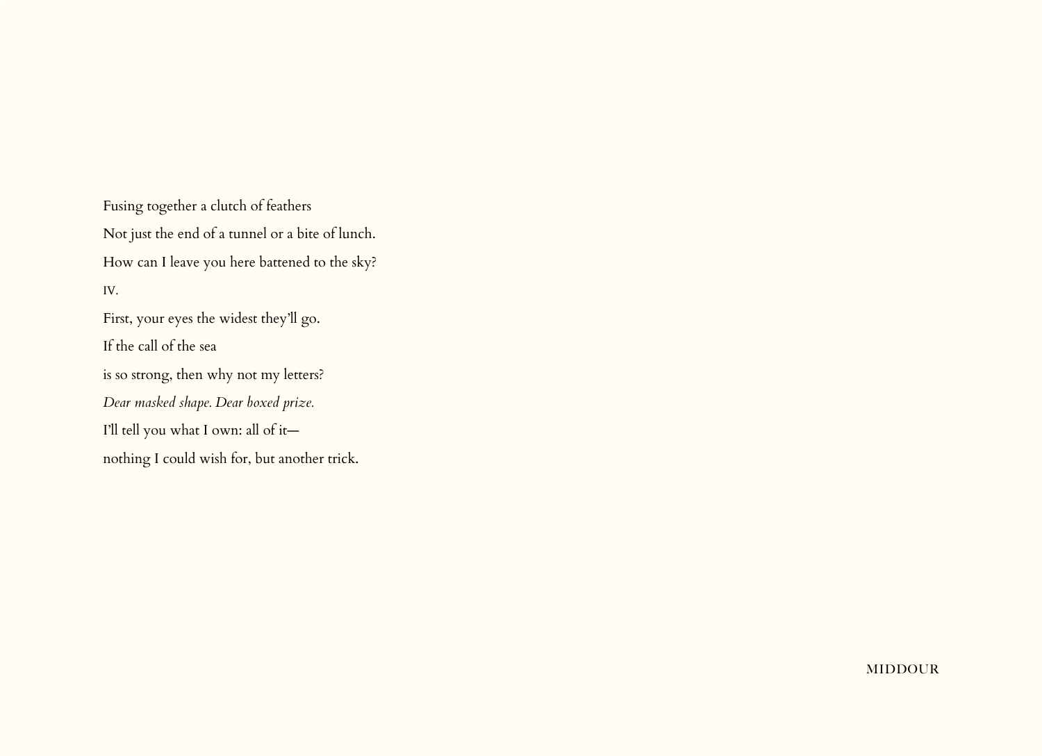Fusing together a clutch of feathers

Not just the end of a tunnel or a bite of lunch.

How can I leave you here battened to the sky?

IV.

First, your eyes the widest they'll go.

If the call of the sea

is so strong, then why not my letters?

*Dear masked shape. Dear boxed prize.*

I'll tell you what I own: all of it—

nothing I could wish for, but another trick.